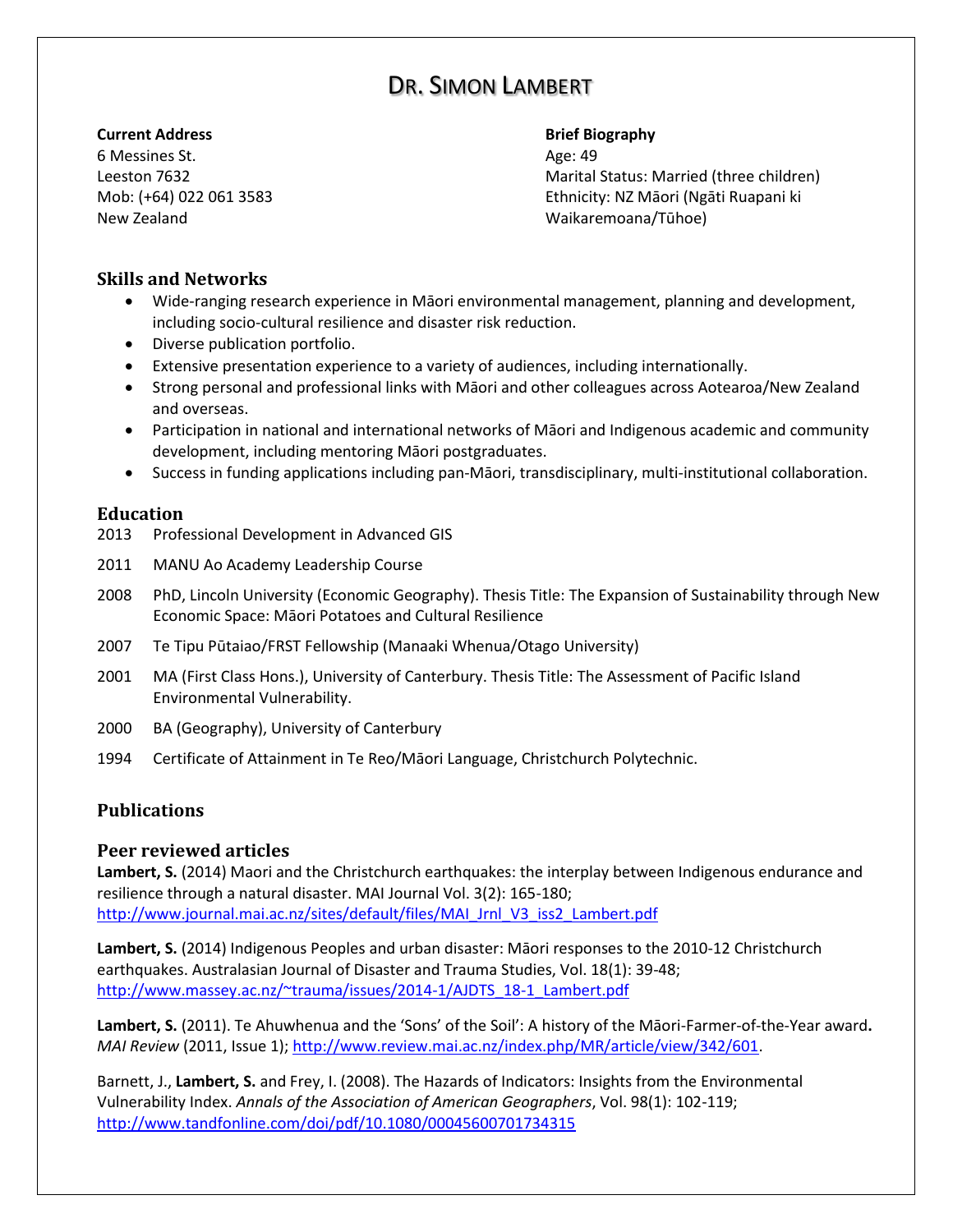# DR. SIMON LAMBERT

**Current Address**
6 Messines St.
Leeston 7632
Mob: (+64) 022 061 3583
New Zealand

**Brief Biography**
Age: 49
Marital Status: Married (three children)
Ethnicity: NZ Māori (Ngāti Ruapani ki Waikaremoana/Tūhoe)

## Skills and Networks

- Wide-ranging research experience in Māori environmental management, planning and development, including socio-cultural resilience and disaster risk reduction.
- Diverse publication portfolio.
- Extensive presentation experience to a variety of audiences, including internationally.
- Strong personal and professional links with Māori and other colleagues across Aotearoa/New Zealand and overseas.
- Participation in national and international networks of Māori and Indigenous academic and community development, including mentoring Māori postgraduates.
- Success in funding applications including pan-Māori, transdisciplinary, multi-institutional collaboration.

## Education

2013 Professional Development in Advanced GIS

2011 MANU Ao Academy Leadership Course

2008 PhD, Lincoln University (Economic Geography). Thesis Title: The Expansion of Sustainability through New Economic Space: Māori Potatoes and Cultural Resilience

2007 Te Tipu Pūtaiao/FRST Fellowship (Manaaki Whenua/Otago University)

2001 MA (First Class Hons.), University of Canterbury. Thesis Title: The Assessment of Pacific Island Environmental Vulnerability.

2000 BA (Geography), University of Canterbury

1994 Certificate of Attainment in Te Reo/Māori Language, Christchurch Polytechnic.

## Publications

### Peer reviewed articles

**Lambert, S.** (2014) Maori and the Christchurch earthquakes: the interplay between Indigenous endurance and resilience through a natural disaster. MAI Journal Vol. 3(2): 165-180; http://www.journal.mai.ac.nz/sites/default/files/MAI_Jrnl_V3_iss2_Lambert.pdf

**Lambert, S.** (2014) Indigenous Peoples and urban disaster: Māori responses to the 2010-12 Christchurch earthquakes. Australasian Journal of Disaster and Trauma Studies, Vol. 18(1): 39-48; http://www.massey.ac.nz/~trauma/issues/2014-1/AJDTS_18-1_Lambert.pdf

**Lambert, S.** (2011). Te Ahuwhenua and the 'Sons' of the Soil': A history of the Māori-Farmer-of-the-Year award**.** *MAI Review* (2011, Issue 1); http://www.review.mai.ac.nz/index.php/MR/article/view/342/601.

Barnett, J., **Lambert, S.** and Frey, I. (2008). The Hazards of Indicators: Insights from the Environmental Vulnerability Index. *Annals of the Association of American Geographers*, Vol. 98(1): 102-119; http://www.tandfonline.com/doi/pdf/10.1080/00045600701734315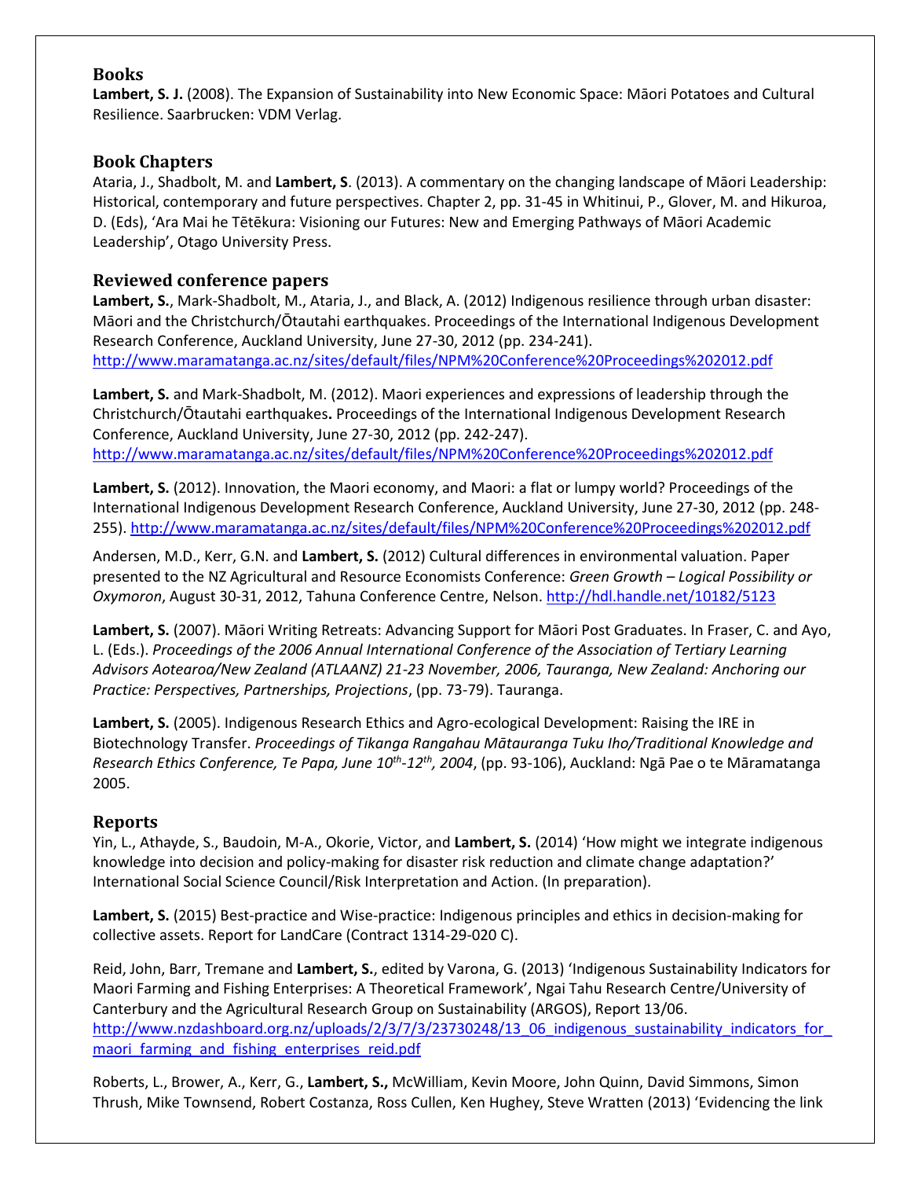## Books

**Lambert, S. J.** (2008). The Expansion of Sustainability into New Economic Space: Māori Potatoes and Cultural Resilience. Saarbrucken: VDM Verlag.

## Book Chapters

Ataria, J., Shadbolt, M. and **Lambert, S**. (2013). A commentary on the changing landscape of Māori Leadership: Historical, contemporary and future perspectives. Chapter 2, pp. 31-45 in Whitinui, P., Glover, M. and Hikuroa, D. (Eds), 'Ara Mai he Tētēkura: Visioning our Futures: New and Emerging Pathways of Māori Academic Leadership', Otago University Press.

## Reviewed conference papers

**Lambert, S.**, Mark-Shadbolt, M., Ataria, J., and Black, A. (2012) Indigenous resilience through urban disaster: Māori and the Christchurch/Ōtautahi earthquakes. Proceedings of the International Indigenous Development Research Conference, Auckland University, June 27-30, 2012 (pp. 234-241). http://www.maramatanga.ac.nz/sites/default/files/NPM%20Conference%20Proceedings%202012.pdf

**Lambert, S.** and Mark-Shadbolt, M. (2012). Maori experiences and expressions of leadership through the Christchurch/Ōtautahi earthquakes**.** Proceedings of the International Indigenous Development Research Conference, Auckland University, June 27-30, 2012 (pp. 242-247). http://www.maramatanga.ac.nz/sites/default/files/NPM%20Conference%20Proceedings%202012.pdf

**Lambert, S.** (2012). Innovation, the Maori economy, and Maori: a flat or lumpy world? Proceedings of the International Indigenous Development Research Conference, Auckland University, June 27-30, 2012 (pp. 248-255). http://www.maramatanga.ac.nz/sites/default/files/NPM%20Conference%20Proceedings%202012.pdf

Andersen, M.D., Kerr, G.N. and **Lambert, S.** (2012) Cultural differences in environmental valuation. Paper presented to the NZ Agricultural and Resource Economists Conference: *Green Growth – Logical Possibility or Oxymoron*, August 30-31, 2012, Tahuna Conference Centre, Nelson. http://hdl.handle.net/10182/5123

**Lambert, S.** (2007). Māori Writing Retreats: Advancing Support for Māori Post Graduates. In Fraser, C. and Ayo, L. (Eds.). *Proceedings of the 2006 Annual International Conference of the Association of Tertiary Learning Advisors Aotearoa/New Zealand (ATLAANZ) 21-23 November, 2006, Tauranga, New Zealand: Anchoring our Practice: Perspectives, Partnerships, Projections*, (pp. 73-79). Tauranga.

**Lambert, S.** (2005). Indigenous Research Ethics and Agro-ecological Development: Raising the IRE in Biotechnology Transfer. *Proceedings of Tikanga Rangahau Mātauranga Tuku Iho/Traditional Knowledge and Research Ethics Conference, Te Papa, June 10th-12th, 2004*, (pp. 93-106), Auckland: Ngā Pae o te Māramatanga 2005.

## Reports

Yin, L., Athayde, S., Baudoin, M-A., Okorie, Victor, and **Lambert, S.** (2014) 'How might we integrate indigenous knowledge into decision and policy-making for disaster risk reduction and climate change adaptation?' International Social Science Council/Risk Interpretation and Action. (In preparation).

**Lambert, S.** (2015) Best-practice and Wise-practice: Indigenous principles and ethics in decision-making for collective assets. Report for LandCare (Contract 1314-29-020 C).

Reid, John, Barr, Tremane and **Lambert, S.**, edited by Varona, G. (2013) 'Indigenous Sustainability Indicators for Maori Farming and Fishing Enterprises: A Theoretical Framework', Ngai Tahu Research Centre/University of Canterbury and the Agricultural Research Group on Sustainability (ARGOS), Report 13/06. http://www.nzdashboard.org.nz/uploads/2/3/7/3/23730248/13_06_indigenous_sustainability_indicators_for_maori_farming_and_fishing_enterprises_reid.pdf

Roberts, L., Brower, A., Kerr, G., **Lambert, S.,** McWilliam, Kevin Moore, John Quinn, David Simmons, Simon Thrush, Mike Townsend, Robert Costanza, Ross Cullen, Ken Hughey, Steve Wratten (2013) 'Evidencing the link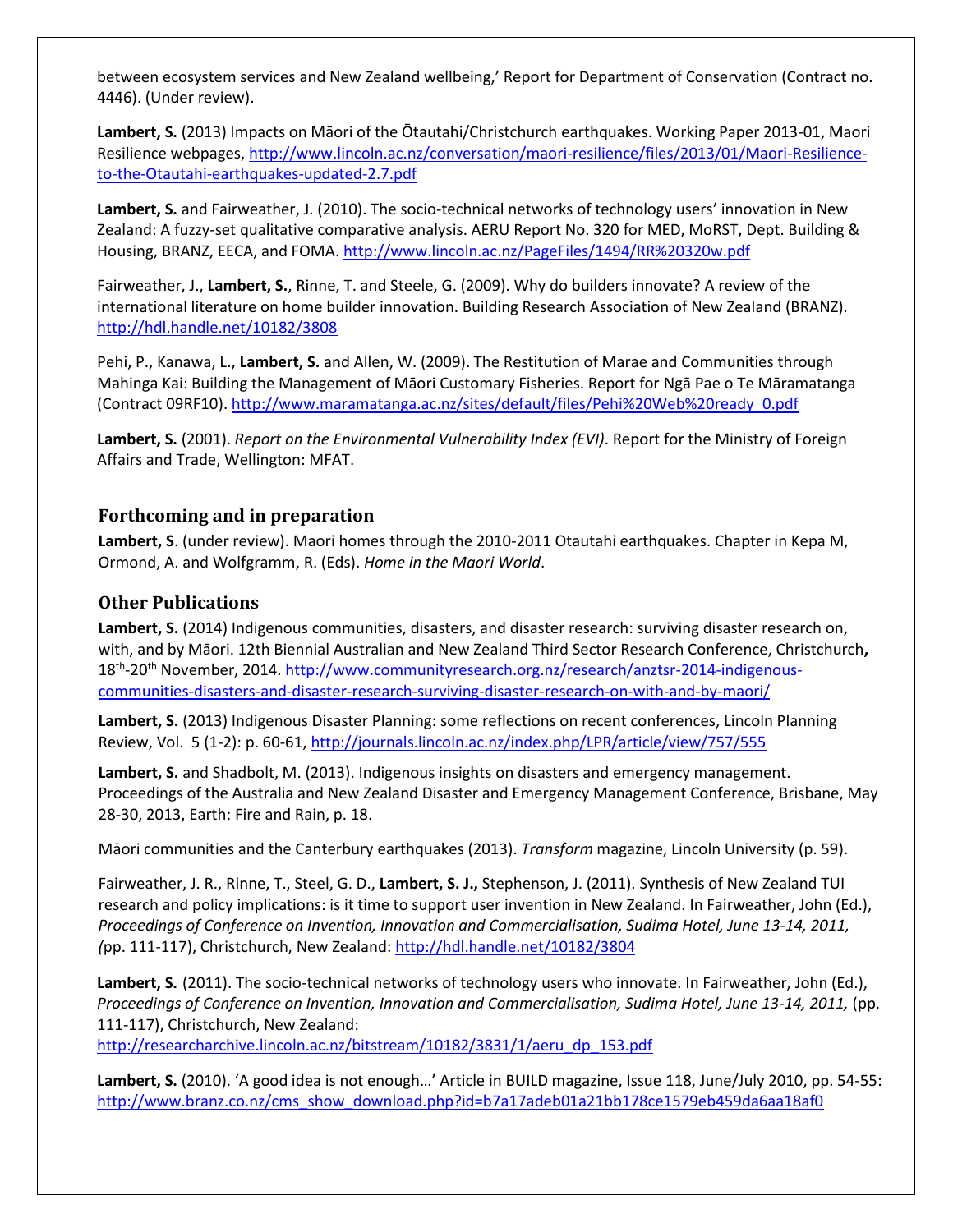between ecosystem services and New Zealand wellbeing,' Report for Department of Conservation (Contract no. 4446). (Under review).

**Lambert, S.** (2013) Impacts on Māori of the Ōtautahi/Christchurch earthquakes. Working Paper 2013-01, Maori Resilience webpages, http://www.lincoln.ac.nz/conversation/maori-resilience/files/2013/01/Maori-Resilience-to-the-Otautahi-earthquakes-updated-2.7.pdf

**Lambert, S.** and Fairweather, J. (2010). The socio-technical networks of technology users' innovation in New Zealand: A fuzzy-set qualitative comparative analysis. AERU Report No. 320 for MED, MoRST, Dept. Building & Housing, BRANZ, EECA, and FOMA. http://www.lincoln.ac.nz/PageFiles/1494/RR%20320w.pdf

Fairweather, J., **Lambert, S.**, Rinne, T. and Steele, G. (2009). Why do builders innovate? A review of the international literature on home builder innovation. Building Research Association of New Zealand (BRANZ). http://hdl.handle.net/10182/3808

Pehi, P., Kanawa, L., **Lambert, S.** and Allen, W. (2009). The Restitution of Marae and Communities through Mahinga Kai: Building the Management of Māori Customary Fisheries. Report for Ngā Pae o Te Māramatanga (Contract 09RF10). http://www.maramatanga.ac.nz/sites/default/files/Pehi%20Web%20ready_0.pdf

**Lambert, S.** (2001). *Report on the Environmental Vulnerability Index (EVI)*. Report for the Ministry of Foreign Affairs and Trade, Wellington: MFAT.

## Forthcoming and in preparation

**Lambert, S**. (under review). Maori homes through the 2010-2011 Otautahi earthquakes. Chapter in Kepa M, Ormond, A. and Wolfgramm, R. (Eds). *Home in the Maori World*.

## Other Publications

**Lambert, S.** (2014) Indigenous communities, disasters, and disaster research: surviving disaster research on, with, and by Māori. 12th Biennial Australian and New Zealand Third Sector Research Conference, Christchurch**,** 18th-20th November, 2014. http://www.communityresearch.org.nz/research/anztsr-2014-indigenous-communities-disasters-and-disaster-research-surviving-disaster-research-on-with-and-by-maori/

**Lambert, S.** (2013) Indigenous Disaster Planning: some reflections on recent conferences, Lincoln Planning Review, Vol. 5 (1-2): p. 60-61, http://journals.lincoln.ac.nz/index.php/LPR/article/view/757/555

**Lambert, S.** and Shadbolt, M. (2013). Indigenous insights on disasters and emergency management. Proceedings of the Australia and New Zealand Disaster and Emergency Management Conference, Brisbane, May 28-30, 2013, Earth: Fire and Rain, p. 18.

Māori communities and the Canterbury earthquakes (2013). *Transform* magazine, Lincoln University (p. 59).

Fairweather, J. R., Rinne, T., Steel, G. D., **Lambert, S. J.,** Stephenson, J. (2011). Synthesis of New Zealand TUI research and policy implications: is it time to support user invention in New Zealand. In Fairweather, John (Ed.), *Proceedings of Conference on Invention, Innovation and Commercialisation, Sudima Hotel, June 13-14, 2011, (*pp. 111-117), Christchurch, New Zealand: http://hdl.handle.net/10182/3804

**Lambert, S.** (2011). The socio-technical networks of technology users who innovate. In Fairweather, John (Ed.), *Proceedings of Conference on Invention, Innovation and Commercialisation, Sudima Hotel, June 13-14, 2011,* (pp. 111-117), Christchurch, New Zealand: http://researcharchive.lincoln.ac.nz/bitstream/10182/3831/1/aeru_dp_153.pdf

**Lambert, S.** (2010). 'A good idea is not enough…' Article in BUILD magazine, Issue 118, June/July 2010, pp. 54-55: http://www.branz.co.nz/cms_show_download.php?id=b7a17adeb01a21bb178ce1579eb459da6aa18af0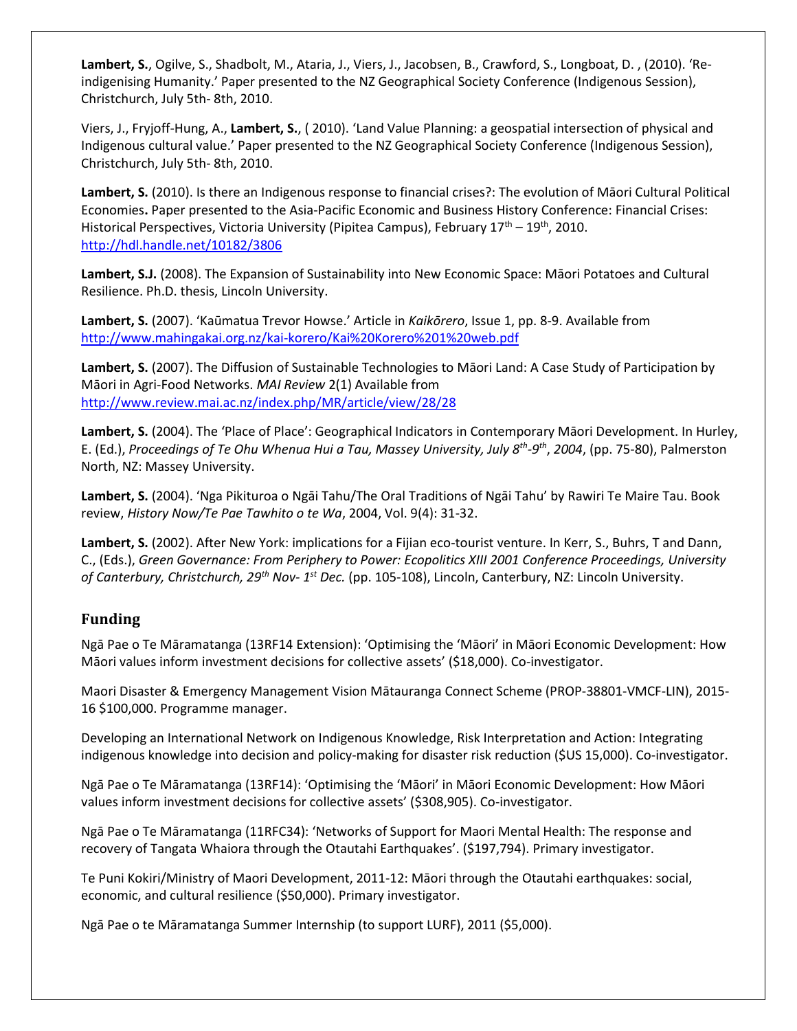**Lambert, S.**, Ogilve, S., Shadbolt, M., Ataria, J., Viers, J., Jacobsen, B., Crawford, S., Longboat, D. , (2010). 'Re-indigenising Humanity.' Paper presented to the NZ Geographical Society Conference (Indigenous Session), Christchurch, July 5th- 8th, 2010.

Viers, J., Fryjoff-Hung, A., **Lambert, S.**, ( 2010). 'Land Value Planning: a geospatial intersection of physical and Indigenous cultural value.' Paper presented to the NZ Geographical Society Conference (Indigenous Session), Christchurch, July 5th- 8th, 2010.

**Lambert, S.** (2010). Is there an Indigenous response to financial crises?: The evolution of Māori Cultural Political Economies**.** Paper presented to the Asia-Pacific Economic and Business History Conference: Financial Crises: Historical Perspectives, Victoria University (Pipitea Campus), February 17th – 19th, 2010. http://hdl.handle.net/10182/3806

**Lambert, S.J.** (2008). The Expansion of Sustainability into New Economic Space: Māori Potatoes and Cultural Resilience. Ph.D. thesis, Lincoln University.

**Lambert, S.** (2007). 'Kaūmatua Trevor Howse.' Article in *Kaikōrero*, Issue 1, pp. 8-9. Available from http://www.mahingakai.org.nz/kai-korero/Kai%20Korero%201%20web.pdf

**Lambert, S.** (2007). The Diffusion of Sustainable Technologies to Māori Land: A Case Study of Participation by Māori in Agri-Food Networks. *MAI Review* 2(1) Available from http://www.review.mai.ac.nz/index.php/MR/article/view/28/28

**Lambert, S.** (2004). The 'Place of Place': Geographical Indicators in Contemporary Māori Development. In Hurley, E. (Ed.), *Proceedings of Te Ohu Whenua Hui a Tau, Massey University, July 8th-9th, 2004*, (pp. 75-80), Palmerston North, NZ: Massey University.

**Lambert, S.** (2004). 'Nga Pikituroa o Ngāi Tahu/The Oral Traditions of Ngāi Tahu' by Rawiri Te Maire Tau. Book review, *History Now/Te Pae Tawhito o te Wa*, 2004, Vol. 9(4): 31-32.

**Lambert, S.** (2002). After New York: implications for a Fijian eco-tourist venture. In Kerr, S., Buhrs, T and Dann, C., (Eds.), *Green Governance: From Periphery to Power: Ecopolitics XIII 2001 Conference Proceedings, University of Canterbury, Christchurch, 29th Nov- 1st Dec.* (pp. 105-108), Lincoln, Canterbury, NZ: Lincoln University.

## Funding

Ngā Pae o Te Māramatanga (13RF14 Extension): 'Optimising the 'Māori' in Māori Economic Development: How Māori values inform investment decisions for collective assets' ($18,000). Co-investigator.

Maori Disaster & Emergency Management Vision Mātauranga Connect Scheme (PROP-38801-VMCF-LIN), 2015-16 $100,000. Programme manager.

Developing an International Network on Indigenous Knowledge, Risk Interpretation and Action: Integrating indigenous knowledge into decision and policy-making for disaster risk reduction ($US 15,000). Co-investigator.

Ngā Pae o Te Māramatanga (13RF14): 'Optimising the 'Māori' in Māori Economic Development: How Māori values inform investment decisions for collective assets' ($308,905). Co-investigator.

Ngā Pae o Te Māramatanga (11RFC34): 'Networks of Support for Maori Mental Health: The response and recovery of Tangata Whaiora through the Otautahi Earthquakes'. ($197,794). Primary investigator.

Te Puni Kokiri/Ministry of Maori Development, 2011-12: Māori through the Otautahi earthquakes: social, economic, and cultural resilience ($50,000). Primary investigator.

Ngā Pae o te Māramatanga Summer Internship (to support LURF), 2011 ($5,000).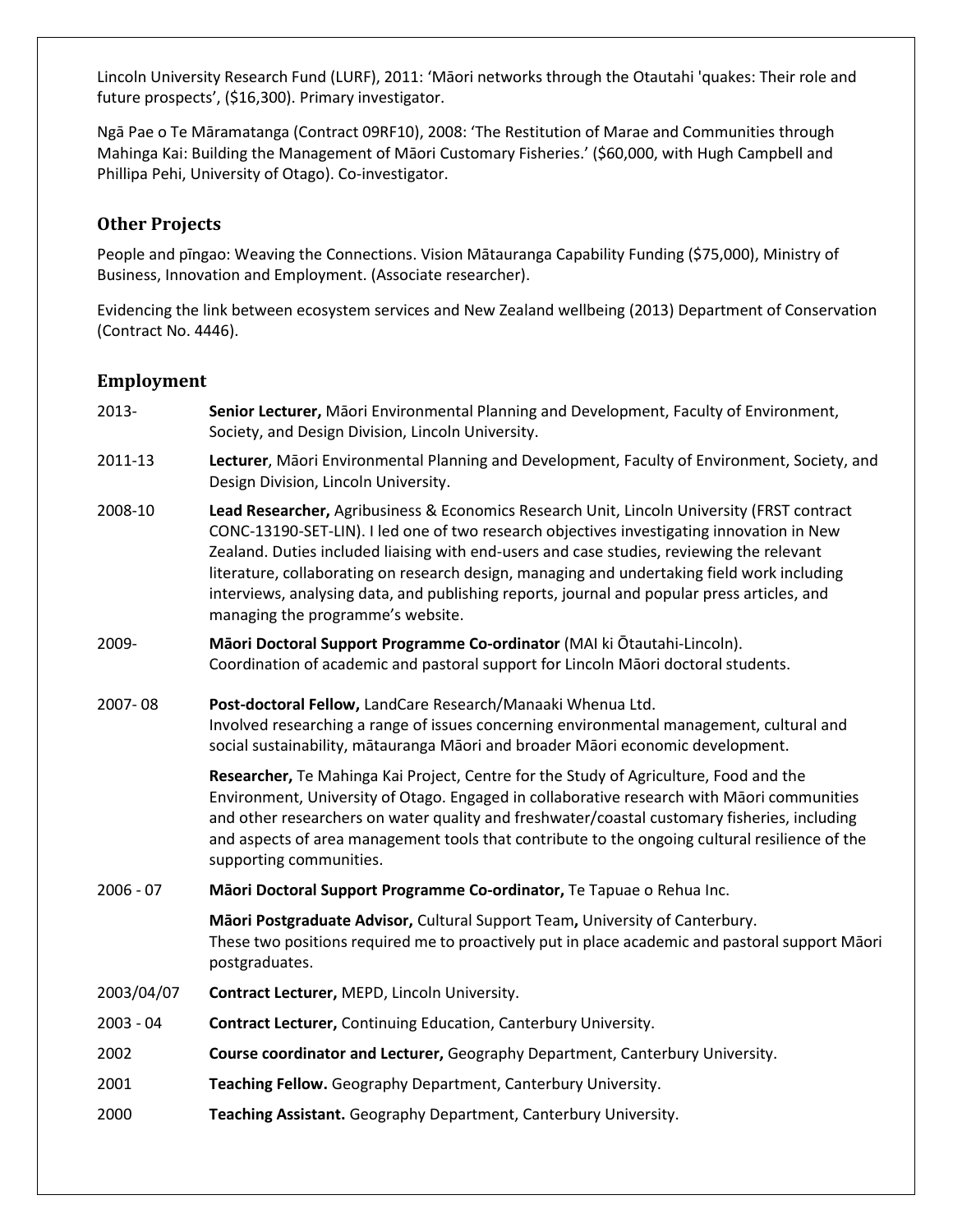Lincoln University Research Fund (LURF), 2011: 'Māori networks through the Otautahi 'quakes: Their role and future prospects', ($16,300). Primary investigator.

Ngā Pae o Te Māramatanga (Contract 09RF10), 2008: 'The Restitution of Marae and Communities through Mahinga Kai: Building the Management of Māori Customary Fisheries.' ($60,000, with Hugh Campbell and Phillipa Pehi, University of Otago). Co-investigator.

## Other Projects

People and pīngao: Weaving the Connections. Vision Mātauranga Capability Funding ($75,000), Ministry of Business, Innovation and Employment. (Associate researcher).

Evidencing the link between ecosystem services and New Zealand wellbeing (2013) Department of Conservation (Contract No. 4446).

## Employment

2013- **Senior Lecturer,** Māori Environmental Planning and Development, Faculty of Environment, Society, and Design Division, Lincoln University.

2011-13 **Lecturer**, Māori Environmental Planning and Development, Faculty of Environment, Society, and Design Division, Lincoln University.

2008-10 **Lead Researcher,** Agribusiness & Economics Research Unit, Lincoln University (FRST contract CONC-13190-SET-LIN). I led one of two research objectives investigating innovation in New Zealand. Duties included liaising with end-users and case studies, reviewing the relevant literature, collaborating on research design, managing and undertaking field work including interviews, analysing data, and publishing reports, journal and popular press articles, and managing the programme's website.

2009- **Māori Doctoral Support Programme Co-ordinator** (MAI ki Ōtautahi-Lincoln). Coordination of academic and pastoral support for Lincoln Māori doctoral students.

2007- 08 **Post-doctoral Fellow,** LandCare Research/Manaaki Whenua Ltd. Involved researching a range of issues concerning environmental management, cultural and social sustainability, mātauranga Māori and broader Māori economic development.

**Researcher,** Te Mahinga Kai Project, Centre for the Study of Agriculture, Food and the Environment, University of Otago. Engaged in collaborative research with Māori communities and other researchers on water quality and freshwater/coastal customary fisheries, including and aspects of area management tools that contribute to the ongoing cultural resilience of the supporting communities.

2006 - 07 **Māori Doctoral Support Programme Co-ordinator,** Te Tapuae o Rehua Inc.

**Māori Postgraduate Advisor,** Cultural Support Team**,** University of Canterbury. These two positions required me to proactively put in place academic and pastoral support Māori postgraduates.

2003/04/07 **Contract Lecturer,** MEPD, Lincoln University.

2003 - 04 **Contract Lecturer,** Continuing Education, Canterbury University.

2002 **Course coordinator and Lecturer,** Geography Department, Canterbury University.

2001 **Teaching Fellow.** Geography Department, Canterbury University.

2000 **Teaching Assistant.** Geography Department, Canterbury University.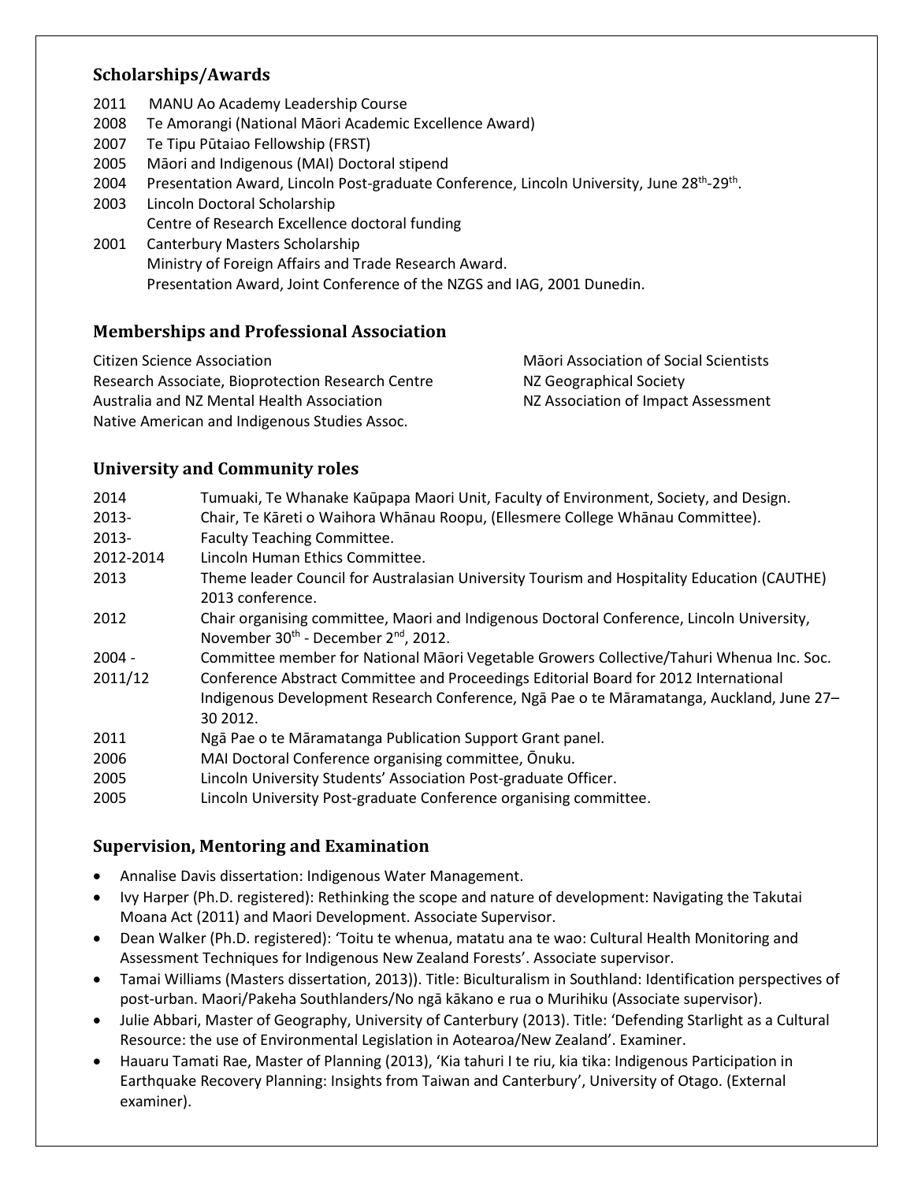## Scholarships/Awards

2011 MANU Ao Academy Leadership Course
2008 Te Amorangi (National Māori Academic Excellence Award)
2007 Te Tipu Pūtaiao Fellowship (FRST)
2005 Māori and Indigenous (MAI) Doctoral stipend
2004 Presentation Award, Lincoln Post-graduate Conference, Lincoln University, June 28th-29th.
2003 Lincoln Doctoral Scholarship
Centre of Research Excellence doctoral funding
2001 Canterbury Masters Scholarship
Ministry of Foreign Affairs and Trade Research Award.
Presentation Award, Joint Conference of the NZGS and IAG, 2001 Dunedin.

## Memberships and Professional Association

Citizen Science Association
Research Associate, Bioprotection Research Centre
Australia and NZ Mental Health Association
Native American and Indigenous Studies Assoc.
Māori Association of Social Scientists
NZ Geographical Society
NZ Association of Impact Assessment

## University and Community roles

| | |
|---|---|
| 2014 | Tumuaki, Te Whanake Kaūpapa Maori Unit, Faculty of Environment, Society, and Design. |
| 2013- | Chair, Te Kāreti o Waihora Whānau Roopu, (Ellesmere College Whānau Committee). |
| 2013- | Faculty Teaching Committee. |
| 2012-2014 | Lincoln Human Ethics Committee. |
| 2013 | Theme leader Council for Australasian University Tourism and Hospitality Education (CAUTHE) 2013 conference. |
| 2012 | Chair organising committee, Maori and Indigenous Doctoral Conference, Lincoln University, November 30th - December 2nd, 2012. |
| 2004 - | Committee member for National Māori Vegetable Growers Collective/Tahuri Whenua Inc. Soc. |
| 2011/12 | Conference Abstract Committee and Proceedings Editorial Board for 2012 International Indigenous Development Research Conference, Ngā Pae o te Māramatanga, Auckland, June 27–30 2012. |
| 2011 | Ngā Pae o te Māramatanga Publication Support Grant panel. |
| 2006 | MAI Doctoral Conference organising committee, Ōnuku. |
| 2005 | Lincoln University Students' Association Post-graduate Officer. |
| 2005 | Lincoln University Post-graduate Conference organising committee. |

## Supervision, Mentoring and Examination

- Annalise Davis dissertation: Indigenous Water Management.
- Ivy Harper (Ph.D. registered): Rethinking the scope and nature of development: Navigating the Takutai Moana Act (2011) and Maori Development. Associate Supervisor.
- Dean Walker (Ph.D. registered): 'Toitu te whenua, matatu ana te wao: Cultural Health Monitoring and Assessment Techniques for Indigenous New Zealand Forests'. Associate supervisor.
- Tamai Williams (Masters dissertation, 2013)). Title: Biculturalism in Southland: Identification perspectives of post-urban. Maori/Pakeha Southlanders/No ngā kākano e rua o Murihiku (Associate supervisor).
- Julie Abbari, Master of Geography, University of Canterbury (2013). Title: 'Defending Starlight as a Cultural Resource: the use of Environmental Legislation in Aotearoa/New Zealand'. Examiner.
- Hauaru Tamati Rae, Master of Planning (2013), 'Kia tahuri I te riu, kia tika: Indigenous Participation in Earthquake Recovery Planning: Insights from Taiwan and Canterbury', University of Otago. (External examiner).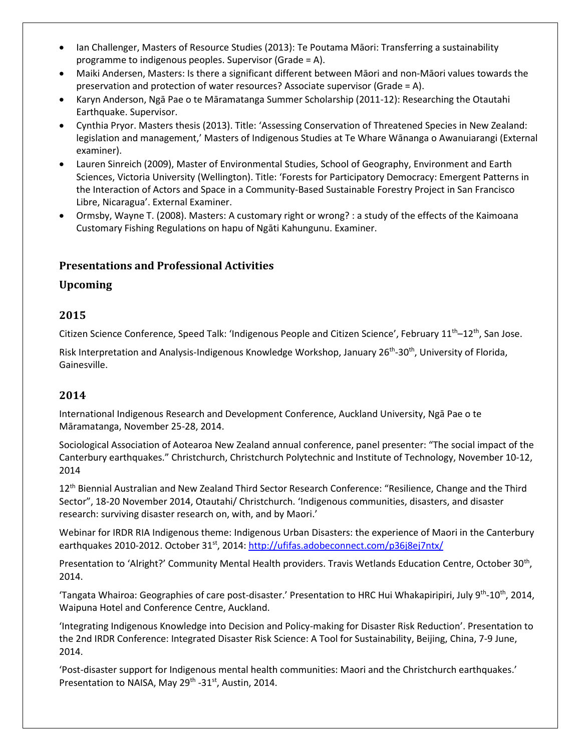- Ian Challenger, Masters of Resource Studies (2013): Te Poutama Māori: Transferring a sustainability programme to indigenous peoples. Supervisor (Grade = A).
- Maiki Andersen, Masters: Is there a significant different between Māori and non-Māori values towards the preservation and protection of water resources? Associate supervisor (Grade = A).
- Karyn Anderson, Ngā Pae o te Māramatanga Summer Scholarship (2011-12): Researching the Otautahi Earthquake. Supervisor.
- Cynthia Pryor. Masters thesis (2013). Title: 'Assessing Conservation of Threatened Species in New Zealand: legislation and management,' Masters of Indigenous Studies at Te Whare Wānanga o Awanuiarangi (External examiner).
- Lauren Sinreich (2009), Master of Environmental Studies, School of Geography, Environment and Earth Sciences, Victoria University (Wellington). Title: 'Forests for Participatory Democracy: Emergent Patterns in the Interaction of Actors and Space in a Community-Based Sustainable Forestry Project in San Francisco Libre, Nicaragua'. External Examiner.
- Ormsby, Wayne T. (2008). Masters: A customary right or wrong? : a study of the effects of the Kaimoana Customary Fishing Regulations on hapu of Ngāti Kahungunu. Examiner.

## Presentations and Professional Activities

## Upcoming

### 2015

Citizen Science Conference, Speed Talk: 'Indigenous People and Citizen Science', February 11th–12th, San Jose.

Risk Interpretation and Analysis-Indigenous Knowledge Workshop, January 26th-30th, University of Florida, Gainesville.

### 2014

International Indigenous Research and Development Conference, Auckland University, Ngā Pae o te Māramatanga, November 25-28, 2014.

Sociological Association of Aotearoa New Zealand annual conference, panel presenter: "The social impact of the Canterbury earthquakes." Christchurch, Christchurch Polytechnic and Institute of Technology, November 10-12, 2014

12th Biennial Australian and New Zealand Third Sector Research Conference: "Resilience, Change and the Third Sector", 18-20 November 2014, Otautahi/ Christchurch. 'Indigenous communities, disasters, and disaster research: surviving disaster research on, with, and by Maori.'

Webinar for IRDR RIA Indigenous theme: Indigenous Urban Disasters: the experience of Maori in the Canterbury earthquakes 2010-2012. October 31st, 2014: http://ufifas.adobeconnect.com/p36j8ej7ntx/

Presentation to 'Alright?' Community Mental Health providers. Travis Wetlands Education Centre, October 30th, 2014.

'Tangata Whairoa: Geographies of care post-disaster.' Presentation to HRC Hui Whakapiripiri, July 9th-10th, 2014, Waipuna Hotel and Conference Centre, Auckland.

'Integrating Indigenous Knowledge into Decision and Policy-making for Disaster Risk Reduction'. Presentation to the 2nd IRDR Conference: Integrated Disaster Risk Science: A Tool for Sustainability, Beijing, China, 7-9 June, 2014.

'Post-disaster support for Indigenous mental health communities: Maori and the Christchurch earthquakes.' Presentation to NAISA, May 29th -31st, Austin, 2014.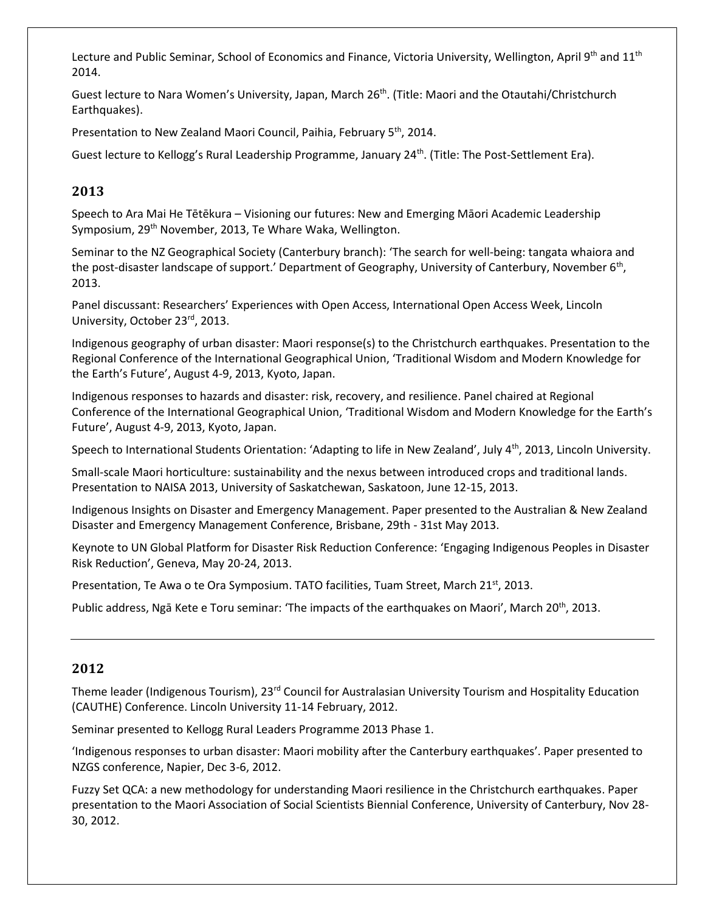Lecture and Public Seminar, School of Economics and Finance, Victoria University, Wellington, April 9th and 11th 2014.

Guest lecture to Nara Women's University, Japan, March 26th. (Title: Maori and the Otautahi/Christchurch Earthquakes).

Presentation to New Zealand Maori Council, Paihia, February 5th, 2014.

Guest lecture to Kellogg's Rural Leadership Programme, January 24th. (Title: The Post-Settlement Era).

## 2013

Speech to Ara Mai He Tētēkura – Visioning our futures: New and Emerging Māori Academic Leadership Symposium, 29th November, 2013, Te Whare Waka, Wellington.

Seminar to the NZ Geographical Society (Canterbury branch): 'The search for well-being: tangata whaiora and the post-disaster landscape of support.' Department of Geography, University of Canterbury, November 6th, 2013.

Panel discussant: Researchers' Experiences with Open Access, International Open Access Week, Lincoln University, October 23rd, 2013.

Indigenous geography of urban disaster: Maori response(s) to the Christchurch earthquakes. Presentation to the Regional Conference of the International Geographical Union, 'Traditional Wisdom and Modern Knowledge for the Earth's Future', August 4-9, 2013, Kyoto, Japan.

Indigenous responses to hazards and disaster: risk, recovery, and resilience. Panel chaired at Regional Conference of the International Geographical Union, 'Traditional Wisdom and Modern Knowledge for the Earth's Future', August 4-9, 2013, Kyoto, Japan.

Speech to International Students Orientation: 'Adapting to life in New Zealand', July 4th, 2013, Lincoln University.

Small-scale Maori horticulture: sustainability and the nexus between introduced crops and traditional lands. Presentation to NAISA 2013, University of Saskatchewan, Saskatoon, June 12-15, 2013.

Indigenous Insights on Disaster and Emergency Management. Paper presented to the Australian & New Zealand Disaster and Emergency Management Conference, Brisbane, 29th - 31st May 2013.

Keynote to UN Global Platform for Disaster Risk Reduction Conference: 'Engaging Indigenous Peoples in Disaster Risk Reduction', Geneva, May 20-24, 2013.

Presentation, Te Awa o te Ora Symposium. TATO facilities, Tuam Street, March 21st, 2013.

Public address, Ngā Kete e Toru seminar: 'The impacts of the earthquakes on Maori', March 20th, 2013.

---

## 2012

Theme leader (Indigenous Tourism), 23rd Council for Australasian University Tourism and Hospitality Education (CAUTHE) Conference. Lincoln University 11-14 February, 2012.

Seminar presented to Kellogg Rural Leaders Programme 2013 Phase 1.

'Indigenous responses to urban disaster: Maori mobility after the Canterbury earthquakes'. Paper presented to NZGS conference, Napier, Dec 3-6, 2012.

Fuzzy Set QCA: a new methodology for understanding Maori resilience in the Christchurch earthquakes. Paper presentation to the Maori Association of Social Scientists Biennial Conference, University of Canterbury, Nov 28-30, 2012.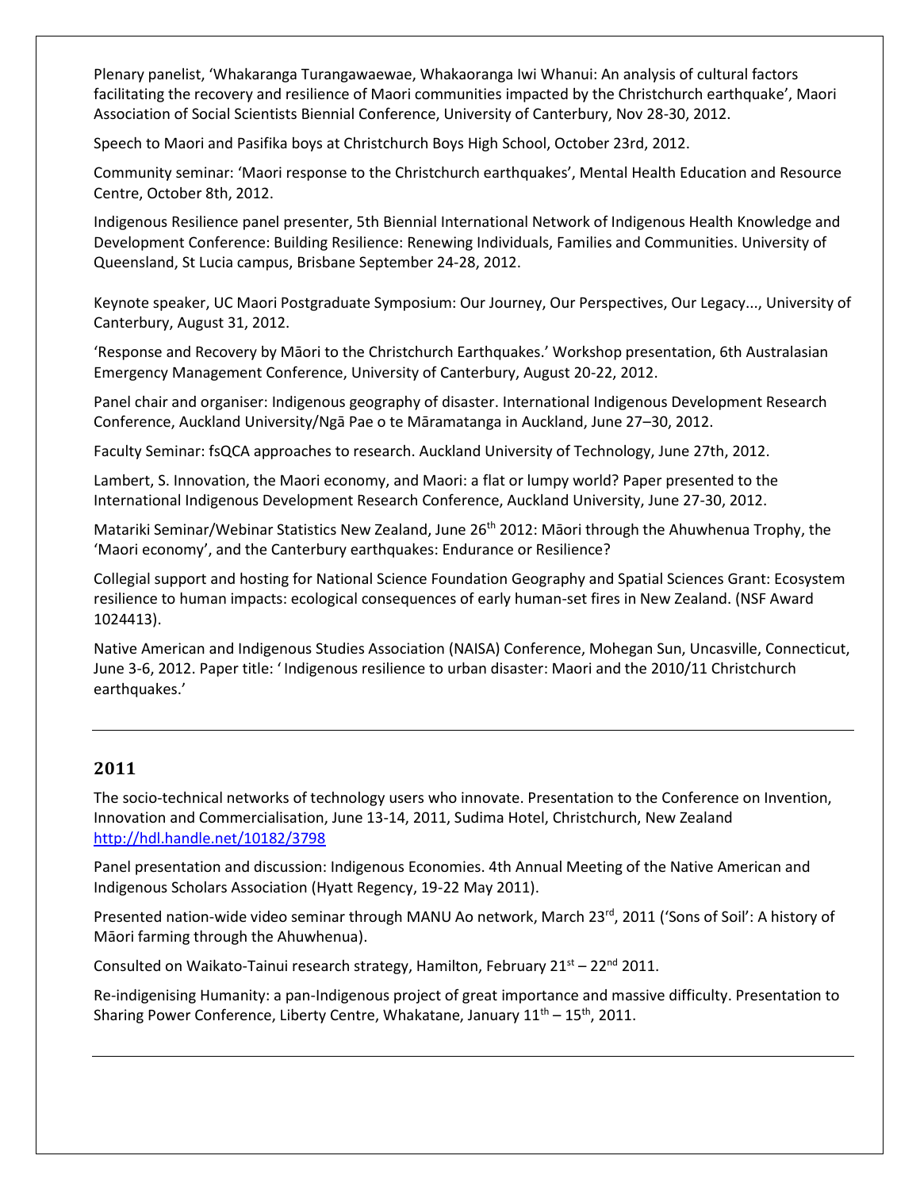Plenary panelist, 'Whakaranga Turangawaewae, Whakaoranga Iwi Whanui: An analysis of cultural factors facilitating the recovery and resilience of Maori communities impacted by the Christchurch earthquake', Maori Association of Social Scientists Biennial Conference, University of Canterbury, Nov 28-30, 2012.

Speech to Maori and Pasifika boys at Christchurch Boys High School, October 23rd, 2012.

Community seminar: 'Maori response to the Christchurch earthquakes', Mental Health Education and Resource Centre, October 8th, 2012.

Indigenous Resilience panel presenter, 5th Biennial International Network of Indigenous Health Knowledge and Development Conference: Building Resilience: Renewing Individuals, Families and Communities. University of Queensland, St Lucia campus, Brisbane September 24-28, 2012.

Keynote speaker, UC Maori Postgraduate Symposium: Our Journey, Our Perspectives, Our Legacy..., University of Canterbury, August 31, 2012.

'Response and Recovery by Māori to the Christchurch Earthquakes.' Workshop presentation, 6th Australasian Emergency Management Conference, University of Canterbury, August 20-22, 2012.

Panel chair and organiser: Indigenous geography of disaster. International Indigenous Development Research Conference, Auckland University/Ngā Pae o te Māramatanga in Auckland, June 27–30, 2012.

Faculty Seminar: fsQCA approaches to research. Auckland University of Technology, June 27th, 2012.

Lambert, S. Innovation, the Maori economy, and Maori: a flat or lumpy world? Paper presented to the International Indigenous Development Research Conference, Auckland University, June 27-30, 2012.

Matariki Seminar/Webinar Statistics New Zealand, June 26th 2012: Māori through the Ahuwhenua Trophy, the 'Maori economy', and the Canterbury earthquakes: Endurance or Resilience?

Collegial support and hosting for National Science Foundation Geography and Spatial Sciences Grant: Ecosystem resilience to human impacts: ecological consequences of early human-set fires in New Zealand. (NSF Award 1024413).

Native American and Indigenous Studies Association (NAISA) Conference, Mohegan Sun, Uncasville, Connecticut, June 3-6, 2012. Paper title: ' Indigenous resilience to urban disaster: Maori and the 2010/11 Christchurch earthquakes.'

---

## 2011

The socio-technical networks of technology users who innovate. Presentation to the Conference on Invention, Innovation and Commercialisation, June 13-14, 2011, Sudima Hotel, Christchurch, New Zealand http://hdl.handle.net/10182/3798

Panel presentation and discussion: Indigenous Economies. 4th Annual Meeting of the Native American and Indigenous Scholars Association (Hyatt Regency, 19-22 May 2011).

Presented nation-wide video seminar through MANU Ao network, March 23rd, 2011 ('Sons of Soil': A history of Māori farming through the Ahuwhenua).

Consulted on Waikato-Tainui research strategy, Hamilton, February 21st – 22nd 2011.

Re-indigenising Humanity: a pan-Indigenous project of great importance and massive difficulty. Presentation to Sharing Power Conference, Liberty Centre, Whakatane, January 11th – 15th, 2011.

---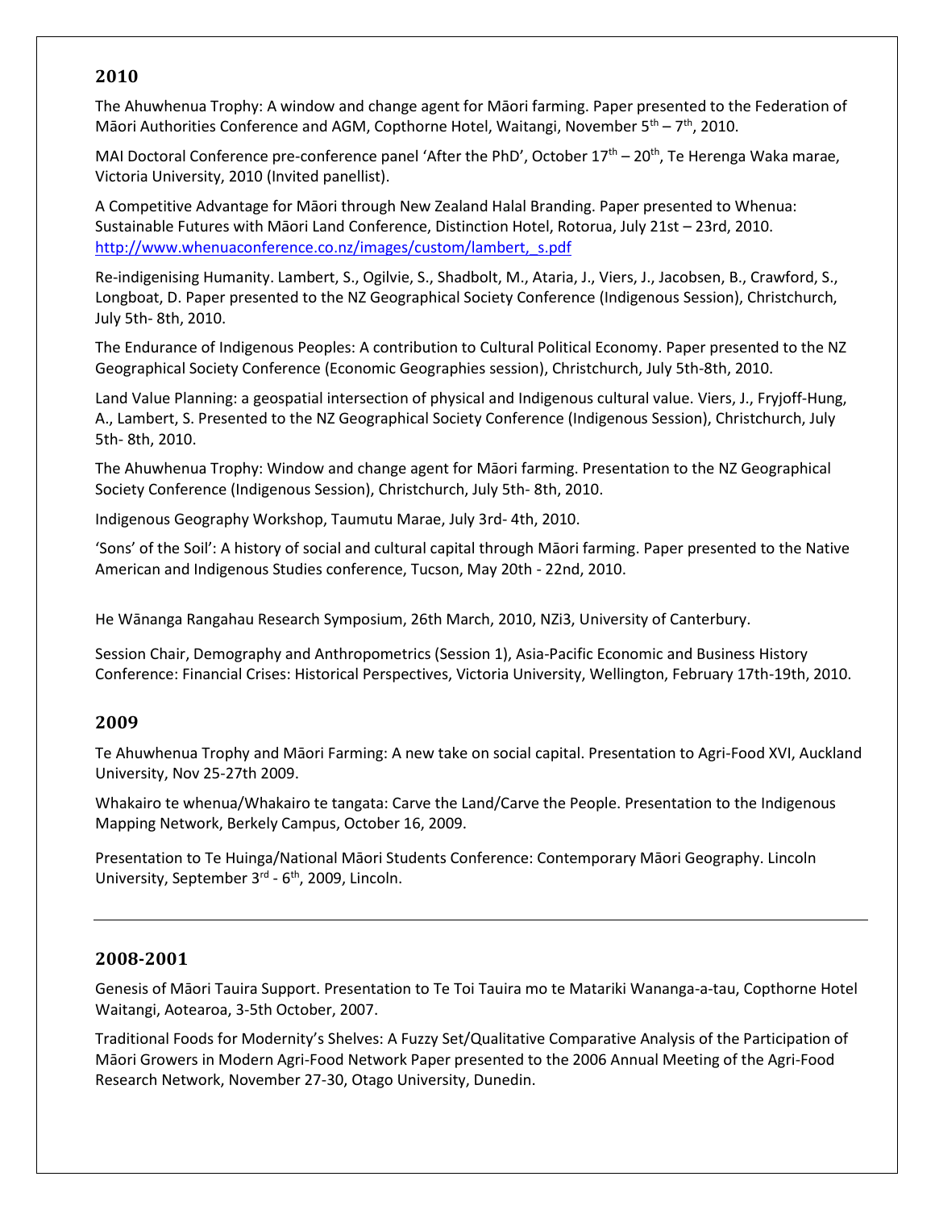## 2010

The Ahuwhenua Trophy: A window and change agent for Māori farming. Paper presented to the Federation of Māori Authorities Conference and AGM, Copthorne Hotel, Waitangi, November 5th – 7th, 2010.

MAI Doctoral Conference pre-conference panel 'After the PhD', October 17th – 20th, Te Herenga Waka marae, Victoria University, 2010 (Invited panellist).

A Competitive Advantage for Māori through New Zealand Halal Branding. Paper presented to Whenua: Sustainable Futures with Māori Land Conference, Distinction Hotel, Rotorua, July 21st – 23rd, 2010. http://www.whenuaconference.co.nz/images/custom/lambert,_s.pdf

Re-indigenising Humanity. Lambert, S., Ogilvie, S., Shadbolt, M., Ataria, J., Viers, J., Jacobsen, B., Crawford, S., Longboat, D. Paper presented to the NZ Geographical Society Conference (Indigenous Session), Christchurch, July 5th- 8th, 2010.

The Endurance of Indigenous Peoples: A contribution to Cultural Political Economy. Paper presented to the NZ Geographical Society Conference (Economic Geographies session), Christchurch, July 5th-8th, 2010.

Land Value Planning: a geospatial intersection of physical and Indigenous cultural value. Viers, J., Fryjoff-Hung, A., Lambert, S. Presented to the NZ Geographical Society Conference (Indigenous Session), Christchurch, July 5th- 8th, 2010.

The Ahuwhenua Trophy: Window and change agent for Māori farming. Presentation to the NZ Geographical Society Conference (Indigenous Session), Christchurch, July 5th- 8th, 2010.

Indigenous Geography Workshop, Taumutu Marae, July 3rd- 4th, 2010.

'Sons' of the Soil': A history of social and cultural capital through Māori farming. Paper presented to the Native American and Indigenous Studies conference, Tucson, May 20th - 22nd, 2010.

He Wānanga Rangahau Research Symposium, 26th March, 2010, NZi3, University of Canterbury.

Session Chair, Demography and Anthropometrics (Session 1), Asia-Pacific Economic and Business History Conference: Financial Crises: Historical Perspectives, Victoria University, Wellington, February 17th-19th, 2010.

## 2009

Te Ahuwhenua Trophy and Māori Farming: A new take on social capital. Presentation to Agri-Food XVI, Auckland University, Nov 25-27th 2009.

Whakairo te whenua/Whakairo te tangata: Carve the Land/Carve the People. Presentation to the Indigenous Mapping Network, Berkely Campus, October 16, 2009.

Presentation to Te Huinga/National Māori Students Conference: Contemporary Māori Geography. Lincoln University, September 3rd - 6th, 2009, Lincoln.

---

## 2008-2001

Genesis of Māori Tauira Support. Presentation to Te Toi Tauira mo te Matariki Wananga-a-tau, Copthorne Hotel Waitangi, Aotearoa, 3-5th October, 2007.

Traditional Foods for Modernity's Shelves: A Fuzzy Set/Qualitative Comparative Analysis of the Participation of Māori Growers in Modern Agri-Food Network Paper presented to the 2006 Annual Meeting of the Agri-Food Research Network, November 27-30, Otago University, Dunedin.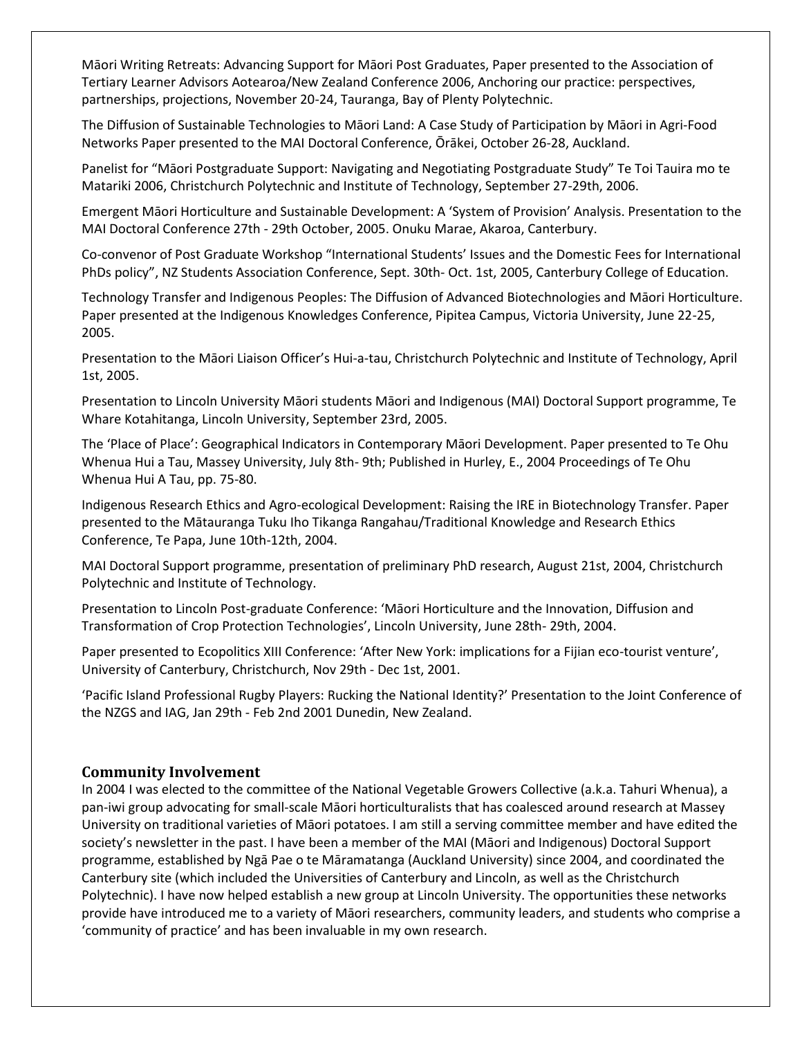Māori Writing Retreats: Advancing Support for Māori Post Graduates, Paper presented to the Association of Tertiary Learner Advisors Aotearoa/New Zealand Conference 2006, Anchoring our practice: perspectives, partnerships, projections, November 20-24, Tauranga, Bay of Plenty Polytechnic.

The Diffusion of Sustainable Technologies to Māori Land: A Case Study of Participation by Māori in Agri-Food Networks Paper presented to the MAI Doctoral Conference, Ōrākei, October 26-28, Auckland.

Panelist for "Māori Postgraduate Support: Navigating and Negotiating Postgraduate Study" Te Toi Tauira mo te Matariki 2006, Christchurch Polytechnic and Institute of Technology, September 27-29th, 2006.

Emergent Māori Horticulture and Sustainable Development: A 'System of Provision' Analysis. Presentation to the MAI Doctoral Conference 27th - 29th October, 2005. Onuku Marae, Akaroa, Canterbury.

Co-convenor of Post Graduate Workshop "International Students' Issues and the Domestic Fees for International PhDs policy", NZ Students Association Conference, Sept. 30th- Oct. 1st, 2005, Canterbury College of Education.

Technology Transfer and Indigenous Peoples: The Diffusion of Advanced Biotechnologies and Māori Horticulture. Paper presented at the Indigenous Knowledges Conference, Pipitea Campus, Victoria University, June 22-25, 2005.

Presentation to the Māori Liaison Officer's Hui-a-tau, Christchurch Polytechnic and Institute of Technology, April 1st, 2005.

Presentation to Lincoln University Māori students Māori and Indigenous (MAI) Doctoral Support programme, Te Whare Kotahitanga, Lincoln University, September 23rd, 2005.

The 'Place of Place': Geographical Indicators in Contemporary Māori Development. Paper presented to Te Ohu Whenua Hui a Tau, Massey University, July 8th- 9th; Published in Hurley, E., 2004 Proceedings of Te Ohu Whenua Hui A Tau, pp. 75-80.

Indigenous Research Ethics and Agro-ecological Development: Raising the IRE in Biotechnology Transfer. Paper presented to the Mātauranga Tuku Iho Tikanga Rangahau/Traditional Knowledge and Research Ethics Conference, Te Papa, June 10th-12th, 2004.

MAI Doctoral Support programme, presentation of preliminary PhD research, August 21st, 2004, Christchurch Polytechnic and Institute of Technology.

Presentation to Lincoln Post-graduate Conference: 'Māori Horticulture and the Innovation, Diffusion and Transformation of Crop Protection Technologies', Lincoln University, June 28th- 29th, 2004.

Paper presented to Ecopolitics XIII Conference: 'After New York: implications for a Fijian eco-tourist venture', University of Canterbury, Christchurch, Nov 29th - Dec 1st, 2001.

'Pacific Island Professional Rugby Players: Rucking the National Identity?' Presentation to the Joint Conference of the NZGS and IAG, Jan 29th - Feb 2nd 2001 Dunedin, New Zealand.

## Community Involvement

In 2004 I was elected to the committee of the National Vegetable Growers Collective (a.k.a. Tahuri Whenua), a pan-iwi group advocating for small-scale Māori horticulturalists that has coalesced around research at Massey University on traditional varieties of Māori potatoes. I am still a serving committee member and have edited the society's newsletter in the past. I have been a member of the MAI (Māori and Indigenous) Doctoral Support programme, established by Ngā Pae o te Māramatanga (Auckland University) since 2004, and coordinated the Canterbury site (which included the Universities of Canterbury and Lincoln, as well as the Christchurch Polytechnic). I have now helped establish a new group at Lincoln University. The opportunities these networks provide have introduced me to a variety of Māori researchers, community leaders, and students who comprise a 'community of practice' and has been invaluable in my own research.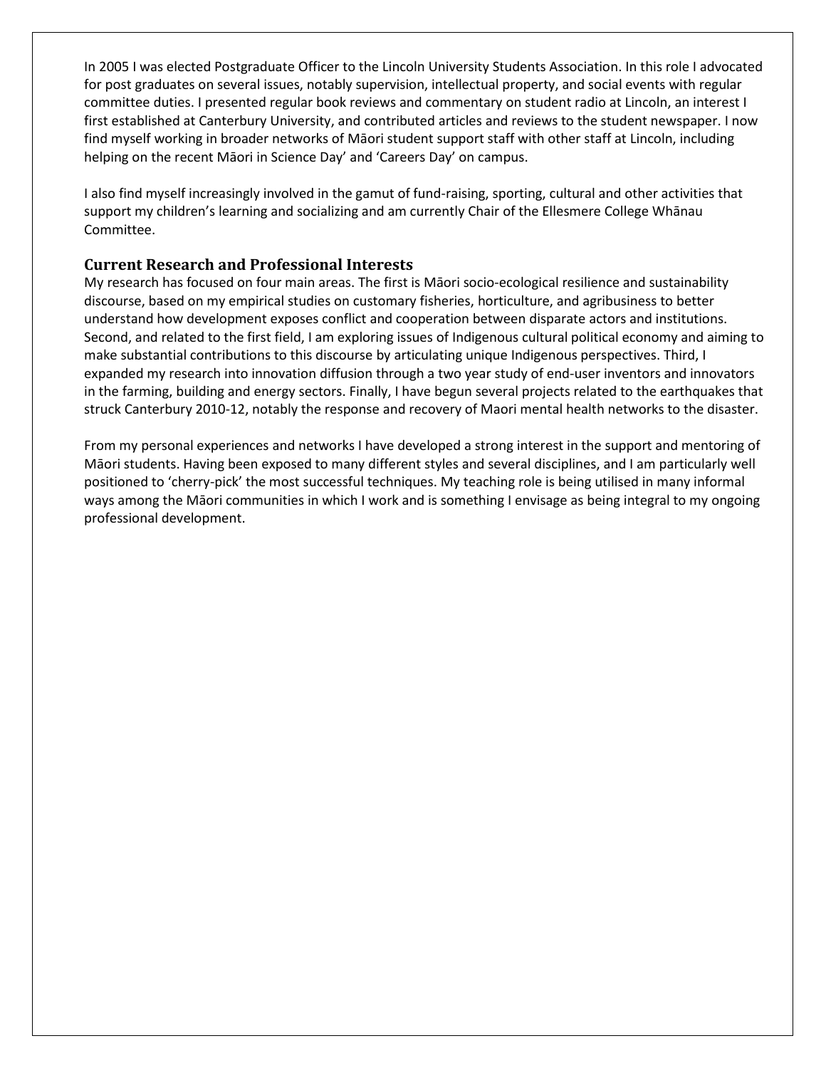In 2005 I was elected Postgraduate Officer to the Lincoln University Students Association. In this role I advocated for post graduates on several issues, notably supervision, intellectual property, and social events with regular committee duties. I presented regular book reviews and commentary on student radio at Lincoln, an interest I first established at Canterbury University, and contributed articles and reviews to the student newspaper. I now find myself working in broader networks of Māori student support staff with other staff at Lincoln, including helping on the recent Māori in Science Day' and 'Careers Day' on campus.

I also find myself increasingly involved in the gamut of fund-raising, sporting, cultural and other activities that support my children's learning and socializing and am currently Chair of the Ellesmere College Whānau Committee.

### Current Research and Professional Interests

My research has focused on four main areas. The first is Māori socio-ecological resilience and sustainability discourse, based on my empirical studies on customary fisheries, horticulture, and agribusiness to better understand how development exposes conflict and cooperation between disparate actors and institutions. Second, and related to the first field, I am exploring issues of Indigenous cultural political economy and aiming to make substantial contributions to this discourse by articulating unique Indigenous perspectives. Third, I expanded my research into innovation diffusion through a two year study of end-user inventors and innovators in the farming, building and energy sectors. Finally, I have begun several projects related to the earthquakes that struck Canterbury 2010-12, notably the response and recovery of Maori mental health networks to the disaster.

From my personal experiences and networks I have developed a strong interest in the support and mentoring of Māori students. Having been exposed to many different styles and several disciplines, and I am particularly well positioned to 'cherry-pick' the most successful techniques. My teaching role is being utilised in many informal ways among the Māori communities in which I work and is something I envisage as being integral to my ongoing professional development.